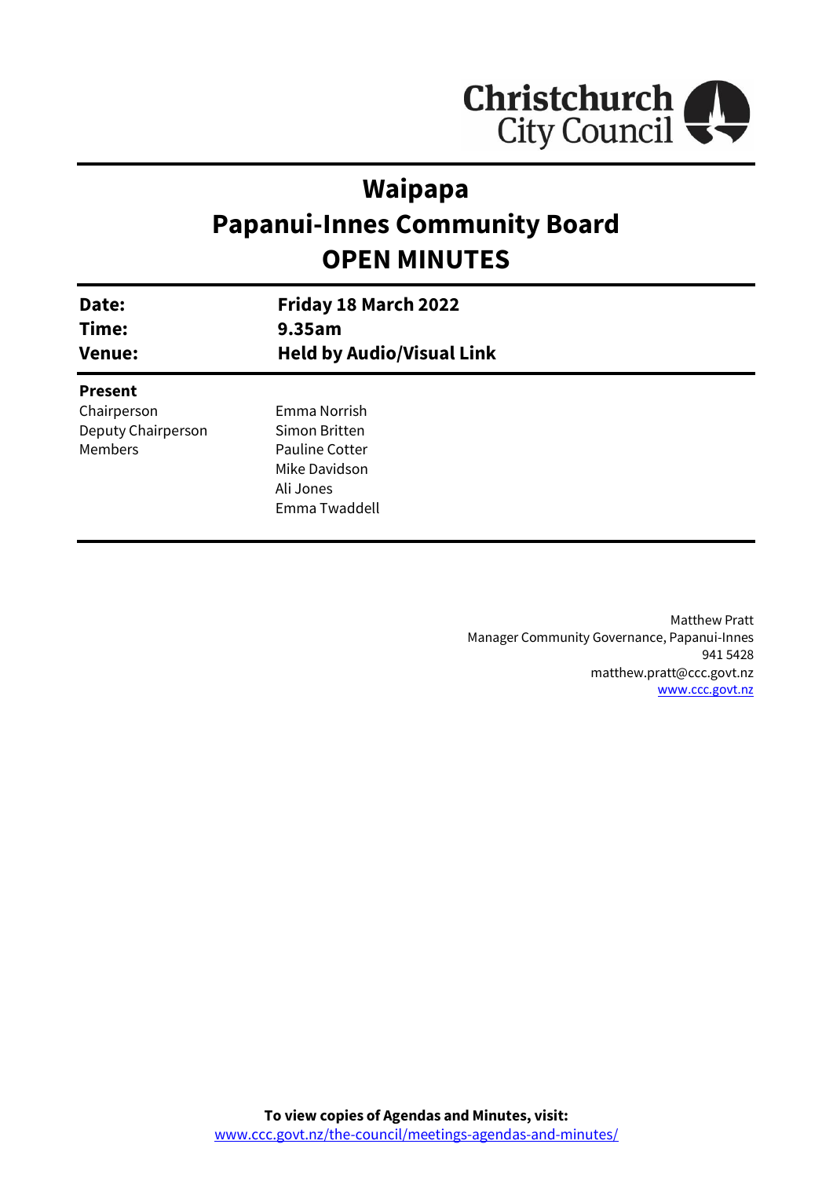Christchurch City Council

# Waipapa
# Papanui-Innes Community Board
# OPEN MINUTES

| | |
|---|---|
| **Date:** | **Friday 18 March 2022** |
| **Time:** | **9.35am** |
| **Venue:** | **Held by Audio/Visual Link** |

**Present**

| | |
|---|---|
| Chairperson | Emma Norrish |
| Deputy Chairperson | Simon Britten |
| Members | Pauline Cotter |
| | Mike Davidson |
| | Ali Jones |
| | Emma Twaddell |

Matthew Pratt
Manager Community Governance, Papanui-Innes
941 5428
matthew.pratt@ccc.govt.nz
www.ccc.govt.nz

**To view copies of Agendas and Minutes, visit:**
www.ccc.govt.nz/the-council/meetings-agendas-and-minutes/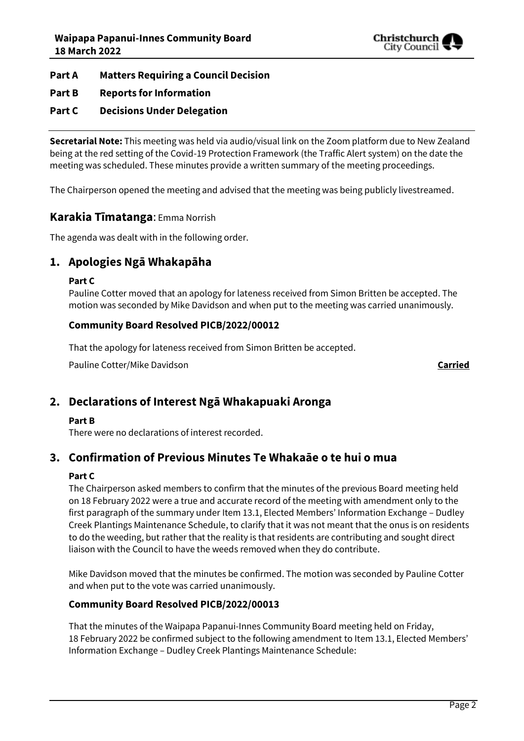**Part A Matters Requiring a Council Decision**

**Part B Reports for Information**

**Part C Decisions Under Delegation**

---

**Secretarial Note:** This meeting was held via audio/visual link on the Zoom platform due to New Zealand being at the red setting of the Covid-19 Protection Framework (the Traffic Alert system) on the date the meeting was scheduled. These minutes provide a written summary of the meeting proceedings.

The Chairperson opened the meeting and advised that the meeting was being publicly livestreamed.

## Karakia Tīmatanga: Emma Norrish

The agenda was dealt with in the following order.

## 1. Apologies Ngā Whakapāha

**Part C**

Pauline Cotter moved that an apology for lateness received from Simon Britten be accepted. The motion was seconded by Mike Davidson and when put to the meeting was carried unanimously.

### Community Board Resolved PICB/2022/00012

That the apology for lateness received from Simon Britten be accepted.

Pauline Cotter/Mike Davidson **Carried**

## 2. Declarations of Interest Ngā Whakapuaki Aronga

**Part B**

There were no declarations of interest recorded.

## 3. Confirmation of Previous Minutes Te Whakaāe o te hui o mua

**Part C**

The Chairperson asked members to confirm that the minutes of the previous Board meeting held on 18 February 2022 were a true and accurate record of the meeting with amendment only to the first paragraph of the summary under Item 13.1, Elected Members' Information Exchange – Dudley Creek Plantings Maintenance Schedule, to clarify that it was not meant that the onus is on residents to do the weeding, but rather that the reality is that residents are contributing and sought direct liaison with the Council to have the weeds removed when they do contribute.

Mike Davidson moved that the minutes be confirmed. The motion was seconded by Pauline Cotter and when put to the vote was carried unanimously.

### Community Board Resolved PICB/2022/00013

That the minutes of the Waipapa Papanui-Innes Community Board meeting held on Friday, 18 February 2022 be confirmed subject to the following amendment to Item 13.1, Elected Members' Information Exchange – Dudley Creek Plantings Maintenance Schedule: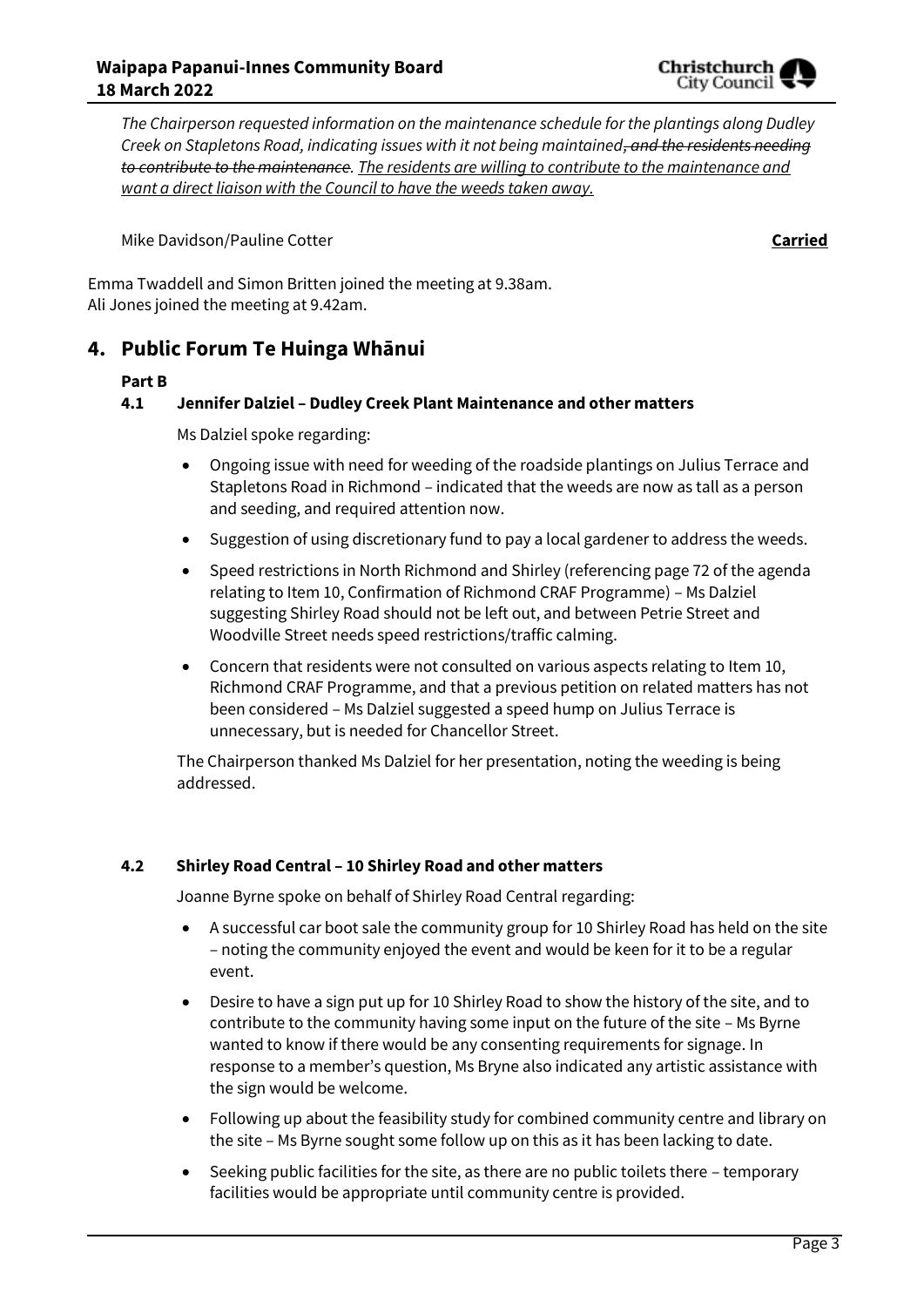*The Chairperson requested information on the maintenance schedule for the plantings along Dudley Creek on Stapletons Road, indicating issues with it not being maintained~~, and the residents needing to contribute to the maintenance~~. <u>The residents are willing to contribute to the maintenance and want a direct liaison with the Council to have the weeds taken away.</u>*

Mike Davidson/Pauline Cotter **<u>Carried</u>**

Emma Twaddell and Simon Britten joined the meeting at 9.38am.
Ali Jones joined the meeting at 9.42am.

## 4. Public Forum Te Huinga Whānui

**Part B**

### 4.1 Jennifer Dalziel – Dudley Creek Plant Maintenance and other matters

Ms Dalziel spoke regarding:

- Ongoing issue with need for weeding of the roadside plantings on Julius Terrace and Stapletons Road in Richmond – indicated that the weeds are now as tall as a person and seeding, and required attention now.
- Suggestion of using discretionary fund to pay a local gardener to address the weeds.
- Speed restrictions in North Richmond and Shirley (referencing page 72 of the agenda relating to Item 10, Confirmation of Richmond CRAF Programme) – Ms Dalziel suggesting Shirley Road should not be left out, and between Petrie Street and Woodville Street needs speed restrictions/traffic calming.
- Concern that residents were not consulted on various aspects relating to Item 10, Richmond CRAF Programme, and that a previous petition on related matters has not been considered – Ms Dalziel suggested a speed hump on Julius Terrace is unnecessary, but is needed for Chancellor Street.

The Chairperson thanked Ms Dalziel for her presentation, noting the weeding is being addressed.

### 4.2 Shirley Road Central – 10 Shirley Road and other matters

Joanne Byrne spoke on behalf of Shirley Road Central regarding:

- A successful car boot sale the community group for 10 Shirley Road has held on the site – noting the community enjoyed the event and would be keen for it to be a regular event.
- Desire to have a sign put up for 10 Shirley Road to show the history of the site, and to contribute to the community having some input on the future of the site – Ms Byrne wanted to know if there would be any consenting requirements for signage. In response to a member's question, Ms Bryne also indicated any artistic assistance with the sign would be welcome.
- Following up about the feasibility study for combined community centre and library on the site – Ms Byrne sought some follow up on this as it has been lacking to date.
- Seeking public facilities for the site, as there are no public toilets there – temporary facilities would be appropriate until community centre is provided.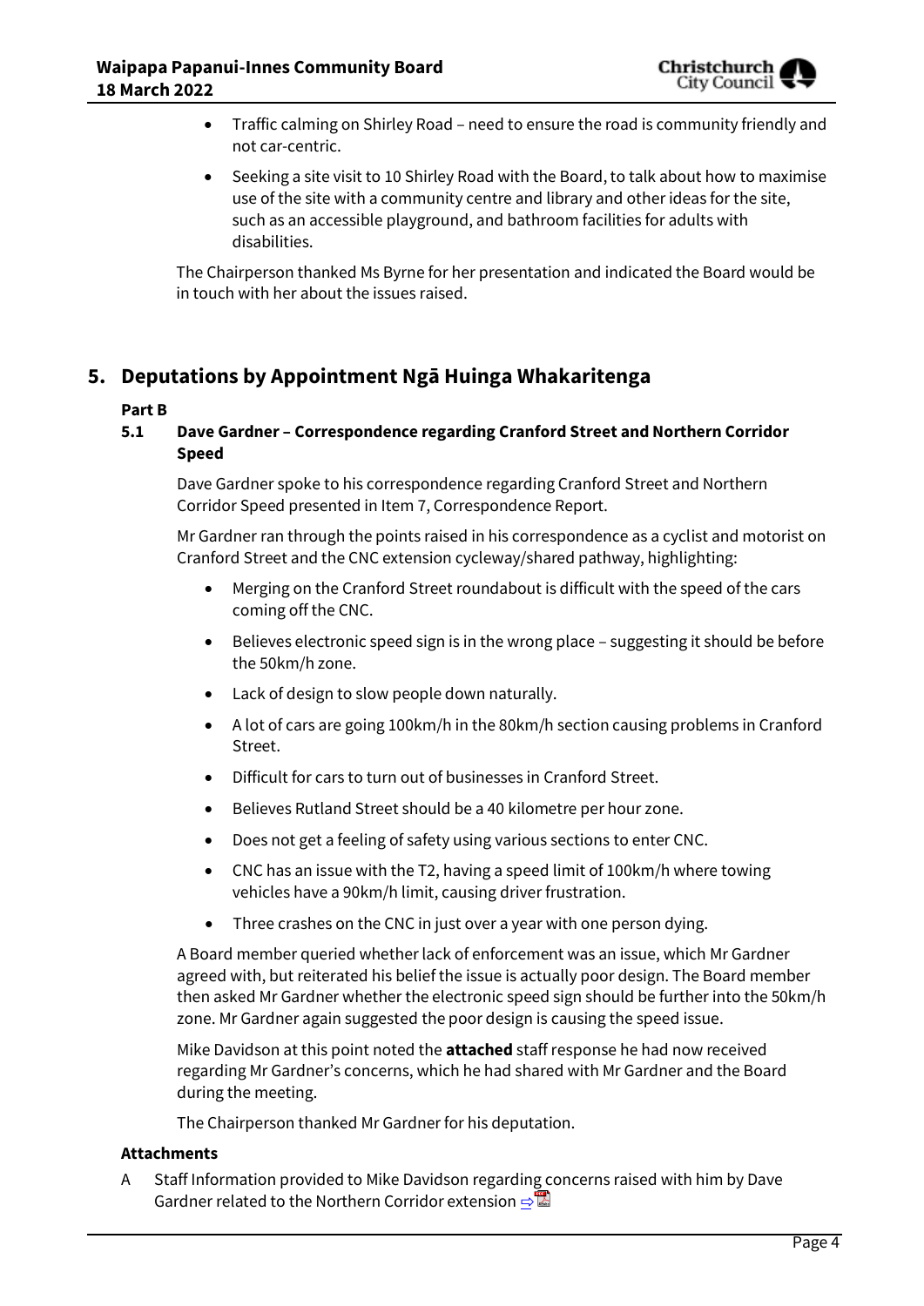- Traffic calming on Shirley Road – need to ensure the road is community friendly and not car-centric.
- Seeking a site visit to 10 Shirley Road with the Board, to talk about how to maximise use of the site with a community centre and library and other ideas for the site, such as an accessible playground, and bathroom facilities for adults with disabilities.

The Chairperson thanked Ms Byrne for her presentation and indicated the Board would be in touch with her about the issues raised.

## 5. Deputations by Appointment Ngā Huinga Whakaritenga

**Part B**

### 5.1 Dave Gardner – Correspondence regarding Cranford Street and Northern Corridor Speed

Dave Gardner spoke to his correspondence regarding Cranford Street and Northern Corridor Speed presented in Item 7, Correspondence Report.

Mr Gardner ran through the points raised in his correspondence as a cyclist and motorist on Cranford Street and the CNC extension cycleway/shared pathway, highlighting:

- Merging on the Cranford Street roundabout is difficult with the speed of the cars coming off the CNC.
- Believes electronic speed sign is in the wrong place – suggesting it should be before the 50km/h zone.
- Lack of design to slow people down naturally.
- A lot of cars are going 100km/h in the 80km/h section causing problems in Cranford Street.
- Difficult for cars to turn out of businesses in Cranford Street.
- Believes Rutland Street should be a 40 kilometre per hour zone.
- Does not get a feeling of safety using various sections to enter CNC.
- CNC has an issue with the T2, having a speed limit of 100km/h where towing vehicles have a 90km/h limit, causing driver frustration.
- Three crashes on the CNC in just over a year with one person dying.

A Board member queried whether lack of enforcement was an issue, which Mr Gardner agreed with, but reiterated his belief the issue is actually poor design. The Board member then asked Mr Gardner whether the electronic speed sign should be further into the 50km/h zone. Mr Gardner again suggested the poor design is causing the speed issue.

Mike Davidson at this point noted the **attached** staff response he had now received regarding Mr Gardner's concerns, which he had shared with Mr Gardner and the Board during the meeting.

The Chairperson thanked Mr Gardner for his deputation.

**Attachments**

A Staff Information provided to Mike Davidson regarding concerns raised with him by Dave Gardner related to the Northern Corridor extension ⇨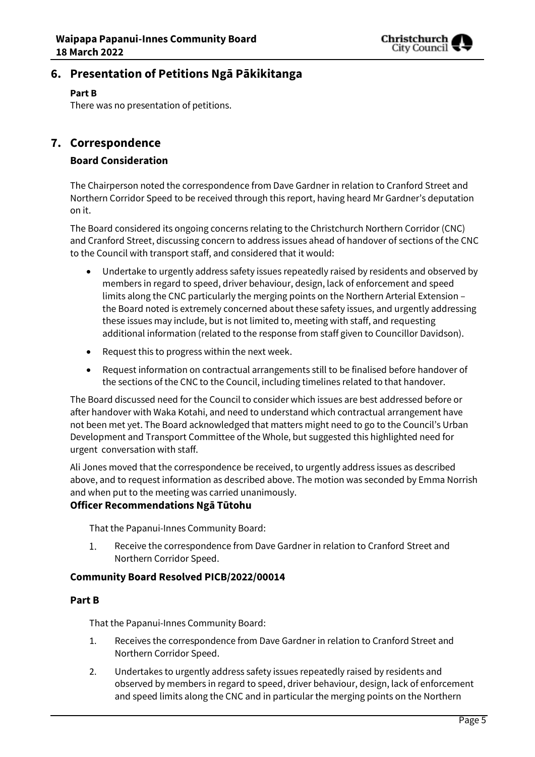## 6. Presentation of Petitions Ngā Pākikitanga

**Part B**

There was no presentation of petitions.

## 7. Correspondence

### Board Consideration

The Chairperson noted the correspondence from Dave Gardner in relation to Cranford Street and Northern Corridor Speed to be received through this report, having heard Mr Gardner's deputation on it.

The Board considered its ongoing concerns relating to the Christchurch Northern Corridor (CNC) and Cranford Street, discussing concern to address issues ahead of handover of sections of the CNC to the Council with transport staff, and considered that it would:

- Undertake to urgently address safety issues repeatedly raised by residents and observed by members in regard to speed, driver behaviour, design, lack of enforcement and speed limits along the CNC particularly the merging points on the Northern Arterial Extension – the Board noted is extremely concerned about these safety issues, and urgently addressing these issues may include, but is not limited to, meeting with staff, and requesting additional information (related to the response from staff given to Councillor Davidson).
- Request this to progress within the next week.
- Request information on contractual arrangements still to be finalised before handover of the sections of the CNC to the Council, including timelines related to that handover.

The Board discussed need for the Council to consider which issues are best addressed before or after handover with Waka Kotahi, and need to understand which contractual arrangement have not been met yet. The Board acknowledged that matters might need to go to the Council's Urban Development and Transport Committee of the Whole, but suggested this highlighted need for urgent conversation with staff.

Ali Jones moved that the correspondence be received, to urgently address issues as described above, and to request information as described above. The motion was seconded by Emma Norrish and when put to the meeting was carried unanimously.

### Officer Recommendations Ngā Tūtohu

That the Papanui-Innes Community Board:

1. Receive the correspondence from Dave Gardner in relation to Cranford Street and Northern Corridor Speed.

### Community Board Resolved PICB/2022/00014

**Part B**

That the Papanui-Innes Community Board:

1. Receives the correspondence from Dave Gardner in relation to Cranford Street and Northern Corridor Speed.
2. Undertakes to urgently address safety issues repeatedly raised by residents and observed by members in regard to speed, driver behaviour, design, lack of enforcement and speed limits along the CNC and in particular the merging points on the Northern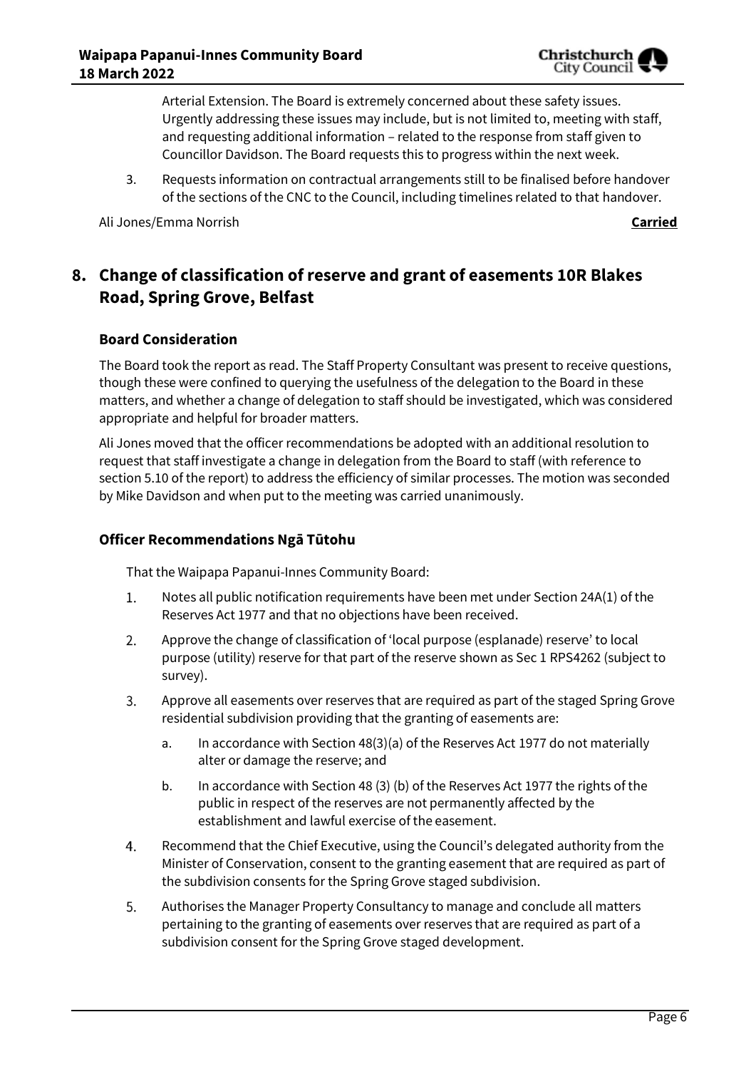Arterial Extension. The Board is extremely concerned about these safety issues. Urgently addressing these issues may include, but is not limited to, meeting with staff, and requesting additional information – related to the response from staff given to Councillor Davidson. The Board requests this to progress within the next week.

3. Requests information on contractual arrangements still to be finalised before handover of the sections of the CNC to the Council, including timelines related to that handover.

Ali Jones/Emma Norrish **Carried**

## 8. Change of classification of reserve and grant of easements 10R Blakes Road, Spring Grove, Belfast

### Board Consideration

The Board took the report as read. The Staff Property Consultant was present to receive questions, though these were confined to querying the usefulness of the delegation to the Board in these matters, and whether a change of delegation to staff should be investigated, which was considered appropriate and helpful for broader matters.

Ali Jones moved that the officer recommendations be adopted with an additional resolution to request that staff investigate a change in delegation from the Board to staff (with reference to section 5.10 of the report) to address the efficiency of similar processes. The motion was seconded by Mike Davidson and when put to the meeting was carried unanimously.

### Officer Recommendations Ngā Tūtohu

That the Waipapa Papanui-Innes Community Board:

1. Notes all public notification requirements have been met under Section 24A(1) of the Reserves Act 1977 and that no objections have been received.
2. Approve the change of classification of 'local purpose (esplanade) reserve' to local purpose (utility) reserve for that part of the reserve shown as Sec 1 RPS4262 (subject to survey).
3. Approve all easements over reserves that are required as part of the staged Spring Grove residential subdivision providing that the granting of easements are:
    a. In accordance with Section 48(3)(a) of the Reserves Act 1977 do not materially alter or damage the reserve; and
    b. In accordance with Section 48 (3) (b) of the Reserves Act 1977 the rights of the public in respect of the reserves are not permanently affected by the establishment and lawful exercise of the easement.
4. Recommend that the Chief Executive, using the Council's delegated authority from the Minister of Conservation, consent to the granting easement that are required as part of the subdivision consents for the Spring Grove staged subdivision.
5. Authorises the Manager Property Consultancy to manage and conclude all matters pertaining to the granting of easements over reserves that are required as part of a subdivision consent for the Spring Grove staged development.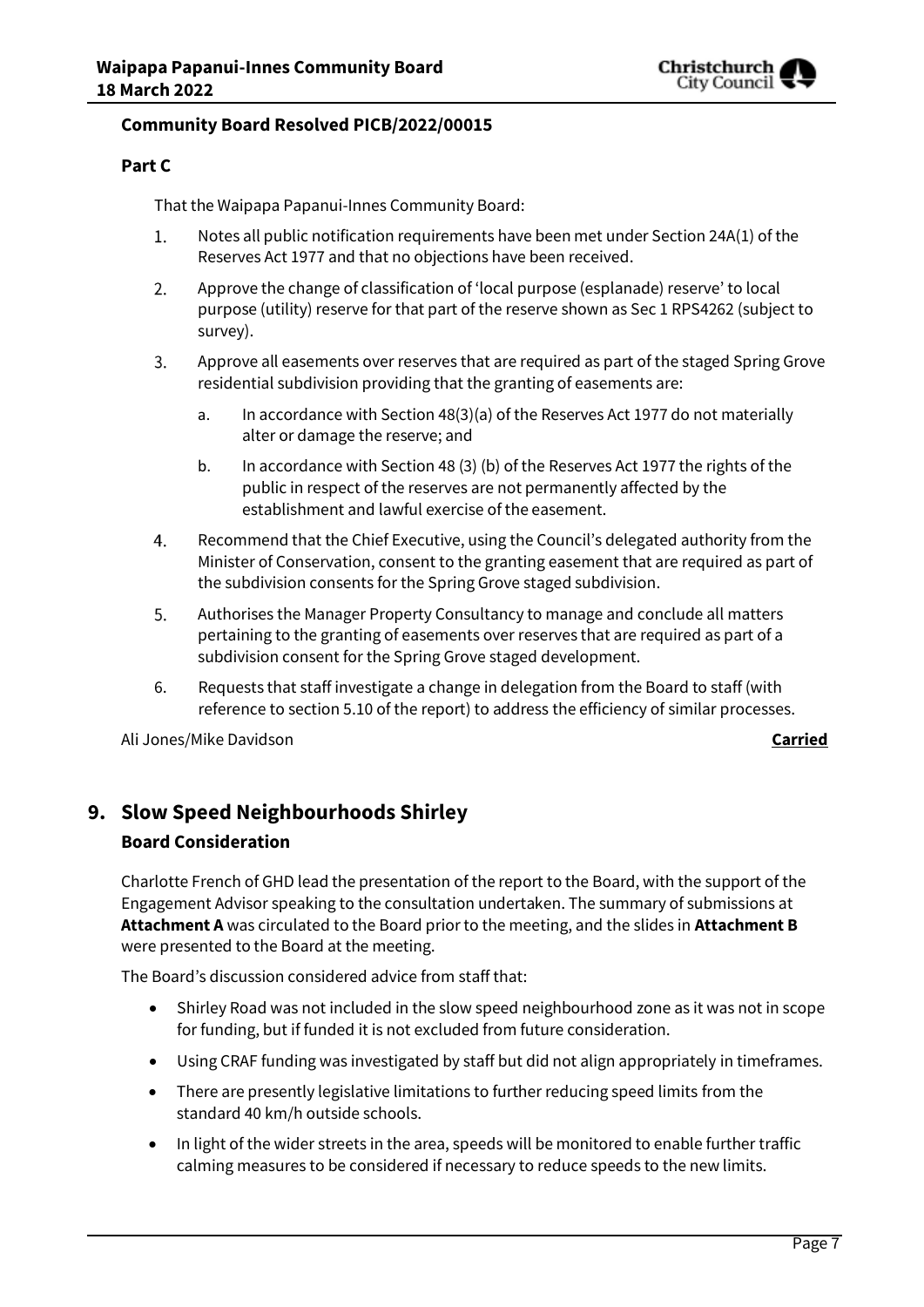**Community Board Resolved PICB/2022/00015**

**Part C**

That the Waipapa Papanui-Innes Community Board:

1. Notes all public notification requirements have been met under Section 24A(1) of the Reserves Act 1977 and that no objections have been received.
2. Approve the change of classification of 'local purpose (esplanade) reserve' to local purpose (utility) reserve for that part of the reserve shown as Sec 1 RPS4262 (subject to survey).
3. Approve all easements over reserves that are required as part of the staged Spring Grove residential subdivision providing that the granting of easements are:
   a. In accordance with Section 48(3)(a) of the Reserves Act 1977 do not materially alter or damage the reserve; and
   b. In accordance with Section 48 (3) (b) of the Reserves Act 1977 the rights of the public in respect of the reserves are not permanently affected by the establishment and lawful exercise of the easement.
4. Recommend that the Chief Executive, using the Council's delegated authority from the Minister of Conservation, consent to the granting easement that are required as part of the subdivision consents for the Spring Grove staged subdivision.
5. Authorises the Manager Property Consultancy to manage and conclude all matters pertaining to the granting of easements over reserves that are required as part of a subdivision consent for the Spring Grove staged development.
6. Requests that staff investigate a change in delegation from the Board to staff (with reference to section 5.10 of the report) to address the efficiency of similar processes.

Ali Jones/Mike Davidson **Carried**

## 9. Slow Speed Neighbourhoods Shirley

### Board Consideration

Charlotte French of GHD lead the presentation of the report to the Board, with the support of the Engagement Advisor speaking to the consultation undertaken. The summary of submissions at **Attachment A** was circulated to the Board prior to the meeting, and the slides in **Attachment B** were presented to the Board at the meeting.

The Board's discussion considered advice from staff that:

- Shirley Road was not included in the slow speed neighbourhood zone as it was not in scope for funding, but if funded it is not excluded from future consideration.
- Using CRAF funding was investigated by staff but did not align appropriately in timeframes.
- There are presently legislative limitations to further reducing speed limits from the standard 40 km/h outside schools.
- In light of the wider streets in the area, speeds will be monitored to enable further traffic calming measures to be considered if necessary to reduce speeds to the new limits.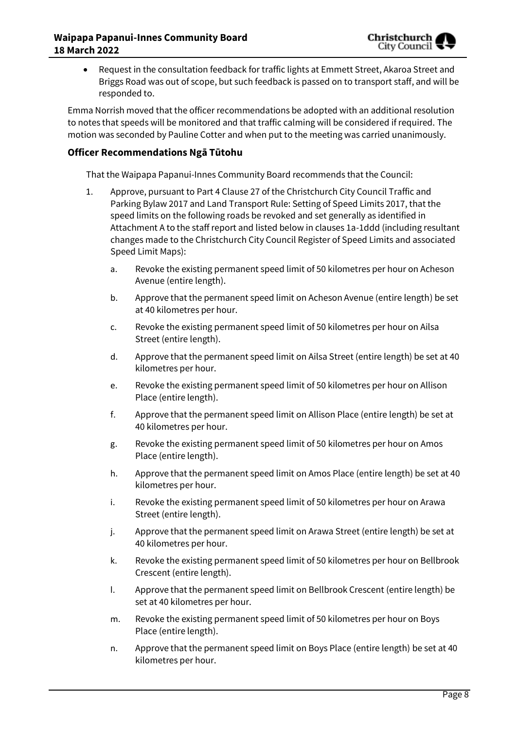- Request in the consultation feedback for traffic lights at Emmett Street, Akaroa Street and Briggs Road was out of scope, but such feedback is passed on to transport staff, and will be responded to.

Emma Norrish moved that the officer recommendations be adopted with an additional resolution to notes that speeds will be monitored and that traffic calming will be considered if required. The motion was seconded by Pauline Cotter and when put to the meeting was carried unanimously.

### Officer Recommendations Ngā Tūtohu

That the Waipapa Papanui-Innes Community Board recommends that the Council:

1. Approve, pursuant to Part 4 Clause 27 of the Christchurch City Council Traffic and Parking Bylaw 2017 and Land Transport Rule: Setting of Speed Limits 2017, that the speed limits on the following roads be revoked and set generally as identified in Attachment A to the staff report and listed below in clauses 1a-1ddd (including resultant changes made to the Christchurch City Council Register of Speed Limits and associated Speed Limit Maps):

    a. Revoke the existing permanent speed limit of 50 kilometres per hour on Acheson Avenue (entire length).

    b. Approve that the permanent speed limit on Acheson Avenue (entire length) be set at 40 kilometres per hour.

    c. Revoke the existing permanent speed limit of 50 kilometres per hour on Ailsa Street (entire length).

    d. Approve that the permanent speed limit on Ailsa Street (entire length) be set at 40 kilometres per hour.

    e. Revoke the existing permanent speed limit of 50 kilometres per hour on Allison Place (entire length).

    f. Approve that the permanent speed limit on Allison Place (entire length) be set at 40 kilometres per hour.

    g. Revoke the existing permanent speed limit of 50 kilometres per hour on Amos Place (entire length).

    h. Approve that the permanent speed limit on Amos Place (entire length) be set at 40 kilometres per hour.

    i. Revoke the existing permanent speed limit of 50 kilometres per hour on Arawa Street (entire length).

    j. Approve that the permanent speed limit on Arawa Street (entire length) be set at 40 kilometres per hour.

    k. Revoke the existing permanent speed limit of 50 kilometres per hour on Bellbrook Crescent (entire length).

    l. Approve that the permanent speed limit on Bellbrook Crescent (entire length) be set at 40 kilometres per hour.

    m. Revoke the existing permanent speed limit of 50 kilometres per hour on Boys Place (entire length).

    n. Approve that the permanent speed limit on Boys Place (entire length) be set at 40 kilometres per hour.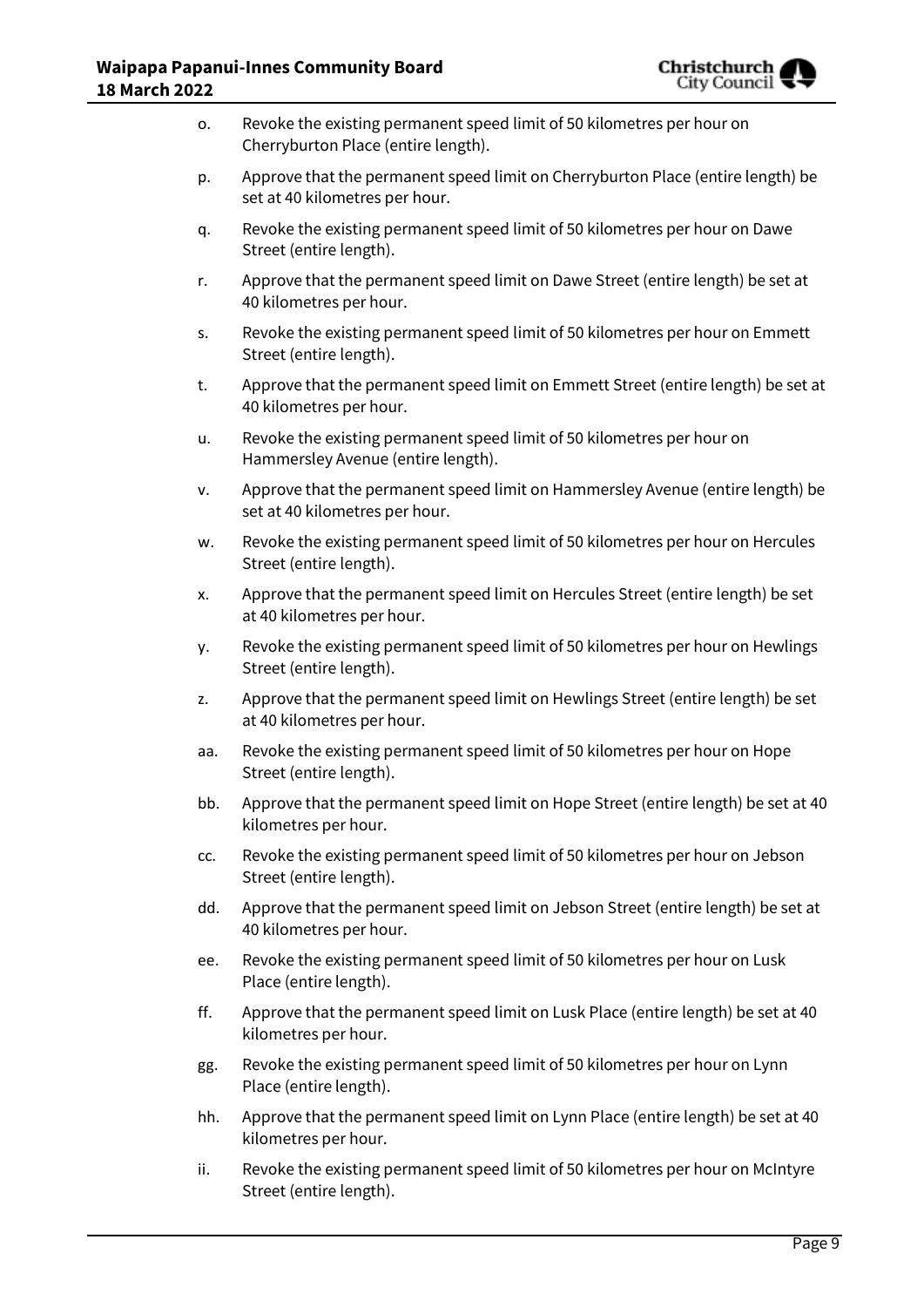o. Revoke the existing permanent speed limit of 50 kilometres per hour on Cherryburton Place (entire length).

p. Approve that the permanent speed limit on Cherryburton Place (entire length) be set at 40 kilometres per hour.

q. Revoke the existing permanent speed limit of 50 kilometres per hour on Dawe Street (entire length).

r. Approve that the permanent speed limit on Dawe Street (entire length) be set at 40 kilometres per hour.

s. Revoke the existing permanent speed limit of 50 kilometres per hour on Emmett Street (entire length).

t. Approve that the permanent speed limit on Emmett Street (entire length) be set at 40 kilometres per hour.

u. Revoke the existing permanent speed limit of 50 kilometres per hour on Hammersley Avenue (entire length).

v. Approve that the permanent speed limit on Hammersley Avenue (entire length) be set at 40 kilometres per hour.

w. Revoke the existing permanent speed limit of 50 kilometres per hour on Hercules Street (entire length).

x. Approve that the permanent speed limit on Hercules Street (entire length) be set at 40 kilometres per hour.

y. Revoke the existing permanent speed limit of 50 kilometres per hour on Hewlings Street (entire length).

z. Approve that the permanent speed limit on Hewlings Street (entire length) be set at 40 kilometres per hour.

aa. Revoke the existing permanent speed limit of 50 kilometres per hour on Hope Street (entire length).

bb. Approve that the permanent speed limit on Hope Street (entire length) be set at 40 kilometres per hour.

cc. Revoke the existing permanent speed limit of 50 kilometres per hour on Jebson Street (entire length).

dd. Approve that the permanent speed limit on Jebson Street (entire length) be set at 40 kilometres per hour.

ee. Revoke the existing permanent speed limit of 50 kilometres per hour on Lusk Place (entire length).

ff. Approve that the permanent speed limit on Lusk Place (entire length) be set at 40 kilometres per hour.

gg. Revoke the existing permanent speed limit of 50 kilometres per hour on Lynn Place (entire length).

hh. Approve that the permanent speed limit on Lynn Place (entire length) be set at 40 kilometres per hour.

ii. Revoke the existing permanent speed limit of 50 kilometres per hour on McIntyre Street (entire length).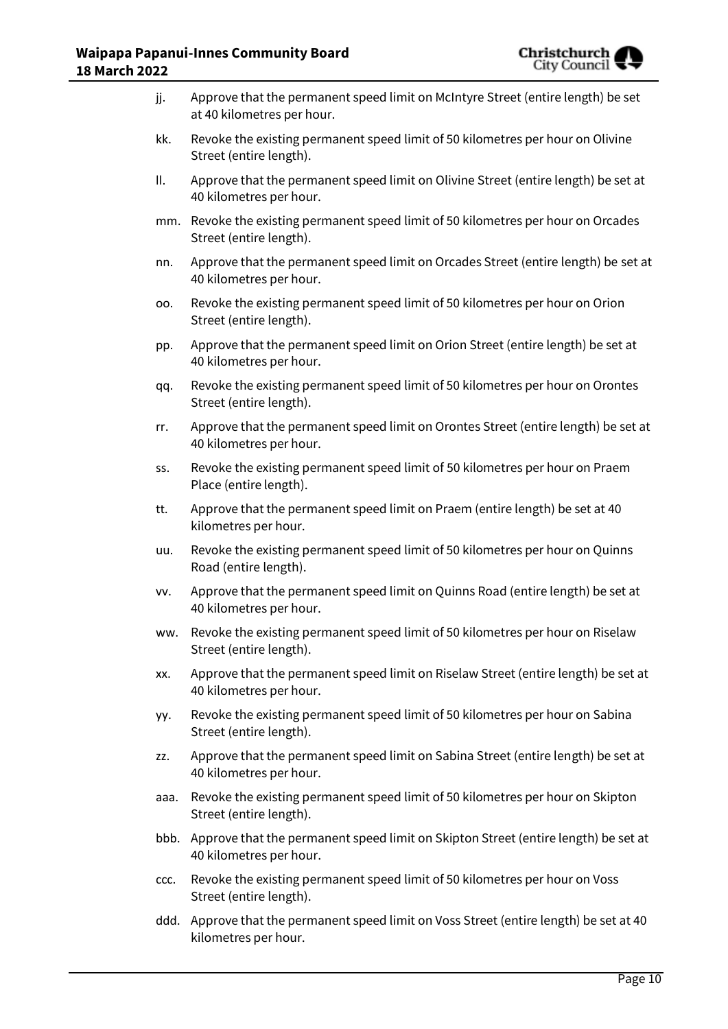jj. Approve that the permanent speed limit on McIntyre Street (entire length) be set at 40 kilometres per hour.

kk. Revoke the existing permanent speed limit of 50 kilometres per hour on Olivine Street (entire length).

ll. Approve that the permanent speed limit on Olivine Street (entire length) be set at 40 kilometres per hour.

mm. Revoke the existing permanent speed limit of 50 kilometres per hour on Orcades Street (entire length).

nn. Approve that the permanent speed limit on Orcades Street (entire length) be set at 40 kilometres per hour.

oo. Revoke the existing permanent speed limit of 50 kilometres per hour on Orion Street (entire length).

pp. Approve that the permanent speed limit on Orion Street (entire length) be set at 40 kilometres per hour.

qq. Revoke the existing permanent speed limit of 50 kilometres per hour on Orontes Street (entire length).

rr. Approve that the permanent speed limit on Orontes Street (entire length) be set at 40 kilometres per hour.

ss. Revoke the existing permanent speed limit of 50 kilometres per hour on Praem Place (entire length).

tt. Approve that the permanent speed limit on Praem (entire length) be set at 40 kilometres per hour.

uu. Revoke the existing permanent speed limit of 50 kilometres per hour on Quinns Road (entire length).

vv. Approve that the permanent speed limit on Quinns Road (entire length) be set at 40 kilometres per hour.

ww. Revoke the existing permanent speed limit of 50 kilometres per hour on Riselaw Street (entire length).

xx. Approve that the permanent speed limit on Riselaw Street (entire length) be set at 40 kilometres per hour.

yy. Revoke the existing permanent speed limit of 50 kilometres per hour on Sabina Street (entire length).

zz. Approve that the permanent speed limit on Sabina Street (entire length) be set at 40 kilometres per hour.

aaa. Revoke the existing permanent speed limit of 50 kilometres per hour on Skipton Street (entire length).

bbb. Approve that the permanent speed limit on Skipton Street (entire length) be set at 40 kilometres per hour.

ccc. Revoke the existing permanent speed limit of 50 kilometres per hour on Voss Street (entire length).

ddd. Approve that the permanent speed limit on Voss Street (entire length) be set at 40 kilometres per hour.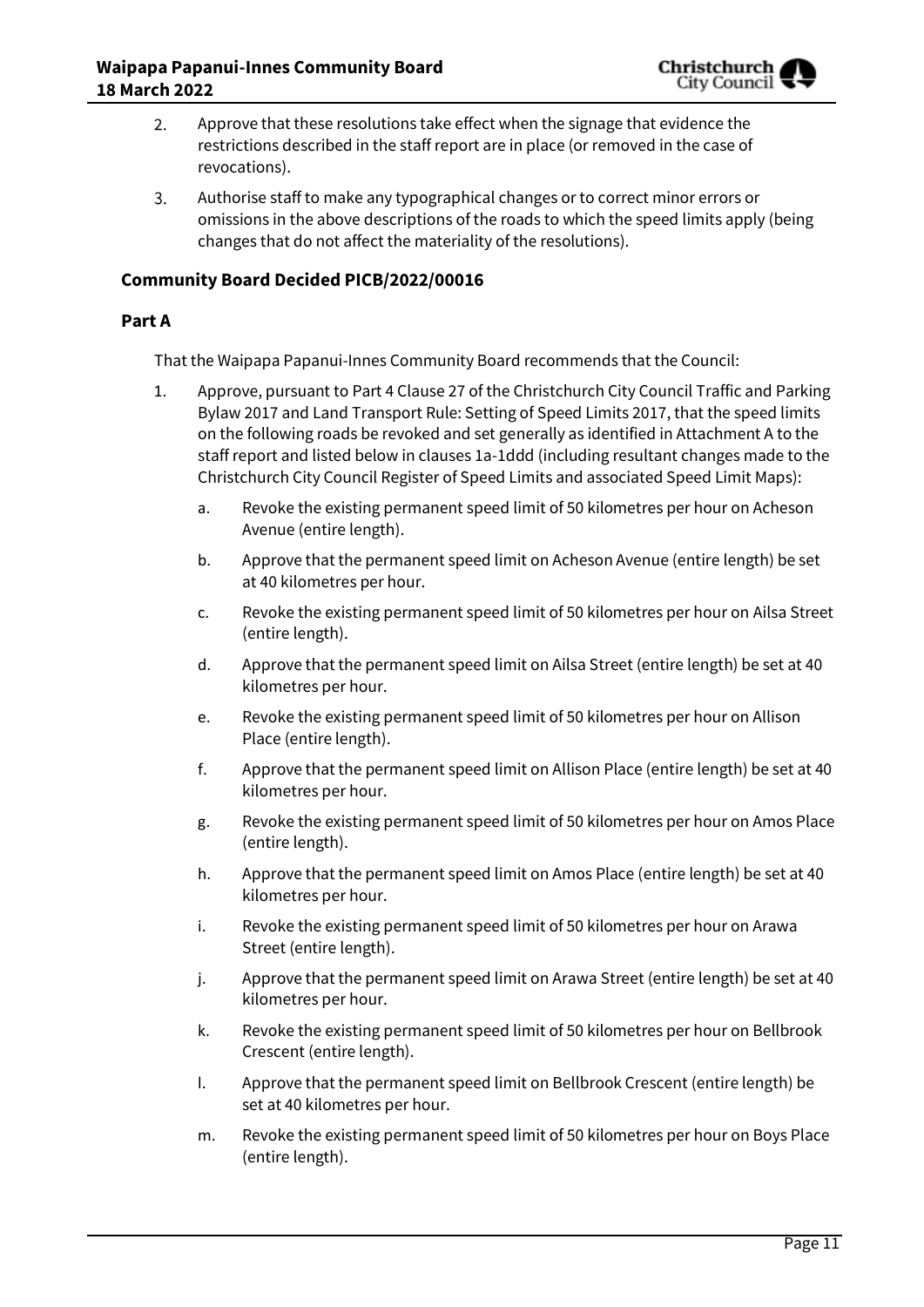2. Approve that these resolutions take effect when the signage that evidence the restrictions described in the staff report are in place (or removed in the case of revocations).
3. Authorise staff to make any typographical changes or to correct minor errors or omissions in the above descriptions of the roads to which the speed limits apply (being changes that do not affect the materiality of the resolutions).

### Community Board Decided PICB/2022/00016

#### Part A

That the Waipapa Papanui-Innes Community Board recommends that the Council:

1. Approve, pursuant to Part 4 Clause 27 of the Christchurch City Council Traffic and Parking Bylaw 2017 and Land Transport Rule: Setting of Speed Limits 2017, that the speed limits on the following roads be revoked and set generally as identified in Attachment A to the staff report and listed below in clauses 1a-1ddd (including resultant changes made to the Christchurch City Council Register of Speed Limits and associated Speed Limit Maps):
   a. Revoke the existing permanent speed limit of 50 kilometres per hour on Acheson Avenue (entire length).
   b. Approve that the permanent speed limit on Acheson Avenue (entire length) be set at 40 kilometres per hour.
   c. Revoke the existing permanent speed limit of 50 kilometres per hour on Ailsa Street (entire length).
   d. Approve that the permanent speed limit on Ailsa Street (entire length) be set at 40 kilometres per hour.
   e. Revoke the existing permanent speed limit of 50 kilometres per hour on Allison Place (entire length).
   f. Approve that the permanent speed limit on Allison Place (entire length) be set at 40 kilometres per hour.
   g. Revoke the existing permanent speed limit of 50 kilometres per hour on Amos Place (entire length).
   h. Approve that the permanent speed limit on Amos Place (entire length) be set at 40 kilometres per hour.
   i. Revoke the existing permanent speed limit of 50 kilometres per hour on Arawa Street (entire length).
   j. Approve that the permanent speed limit on Arawa Street (entire length) be set at 40 kilometres per hour.
   k. Revoke the existing permanent speed limit of 50 kilometres per hour on Bellbrook Crescent (entire length).
   l. Approve that the permanent speed limit on Bellbrook Crescent (entire length) be set at 40 kilometres per hour.
   m. Revoke the existing permanent speed limit of 50 kilometres per hour on Boys Place (entire length).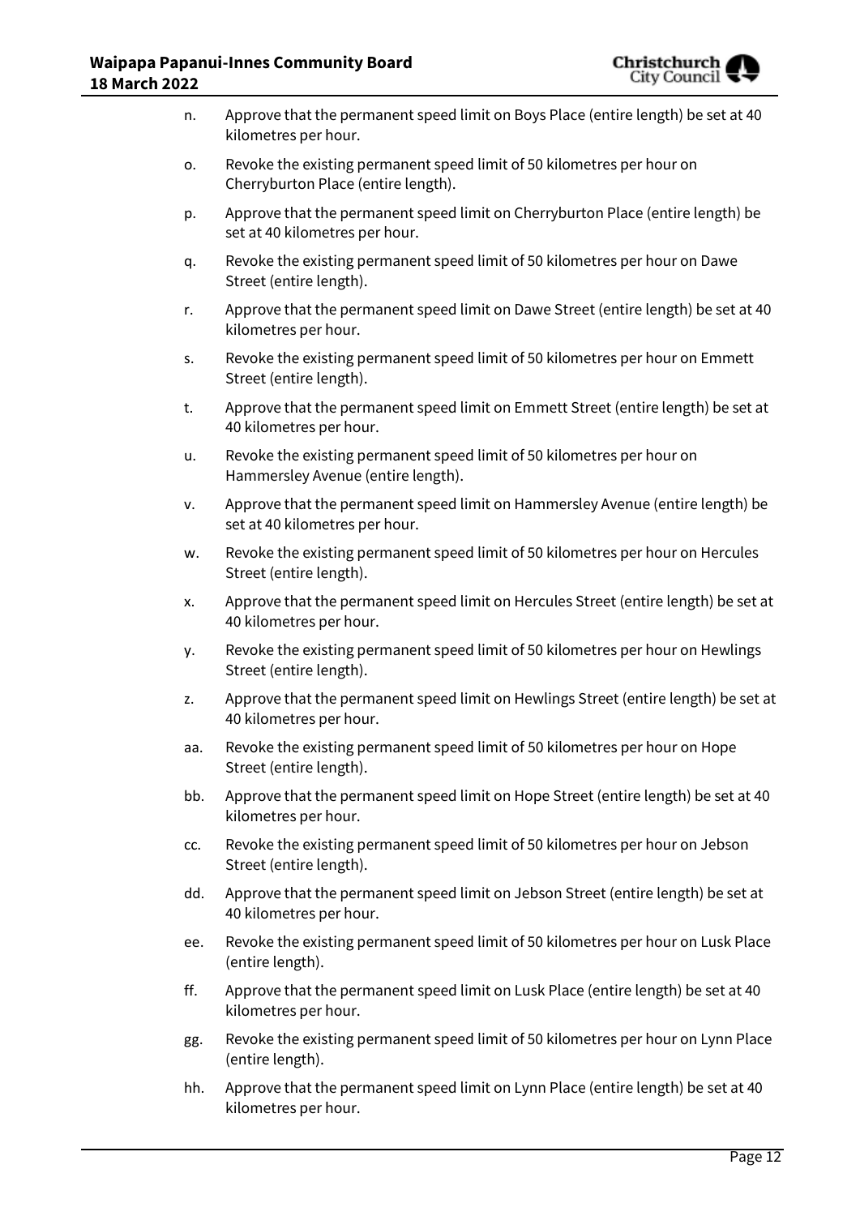n. Approve that the permanent speed limit on Boys Place (entire length) be set at 40 kilometres per hour.

o. Revoke the existing permanent speed limit of 50 kilometres per hour on Cherryburton Place (entire length).

p. Approve that the permanent speed limit on Cherryburton Place (entire length) be set at 40 kilometres per hour.

q. Revoke the existing permanent speed limit of 50 kilometres per hour on Dawe Street (entire length).

r. Approve that the permanent speed limit on Dawe Street (entire length) be set at 40 kilometres per hour.

s. Revoke the existing permanent speed limit of 50 kilometres per hour on Emmett Street (entire length).

t. Approve that the permanent speed limit on Emmett Street (entire length) be set at 40 kilometres per hour.

u. Revoke the existing permanent speed limit of 50 kilometres per hour on Hammersley Avenue (entire length).

v. Approve that the permanent speed limit on Hammersley Avenue (entire length) be set at 40 kilometres per hour.

w. Revoke the existing permanent speed limit of 50 kilometres per hour on Hercules Street (entire length).

x. Approve that the permanent speed limit on Hercules Street (entire length) be set at 40 kilometres per hour.

y. Revoke the existing permanent speed limit of 50 kilometres per hour on Hewlings Street (entire length).

z. Approve that the permanent speed limit on Hewlings Street (entire length) be set at 40 kilometres per hour.

aa. Revoke the existing permanent speed limit of 50 kilometres per hour on Hope Street (entire length).

bb. Approve that the permanent speed limit on Hope Street (entire length) be set at 40 kilometres per hour.

cc. Revoke the existing permanent speed limit of 50 kilometres per hour on Jebson Street (entire length).

dd. Approve that the permanent speed limit on Jebson Street (entire length) be set at 40 kilometres per hour.

ee. Revoke the existing permanent speed limit of 50 kilometres per hour on Lusk Place (entire length).

ff. Approve that the permanent speed limit on Lusk Place (entire length) be set at 40 kilometres per hour.

gg. Revoke the existing permanent speed limit of 50 kilometres per hour on Lynn Place (entire length).

hh. Approve that the permanent speed limit on Lynn Place (entire length) be set at 40 kilometres per hour.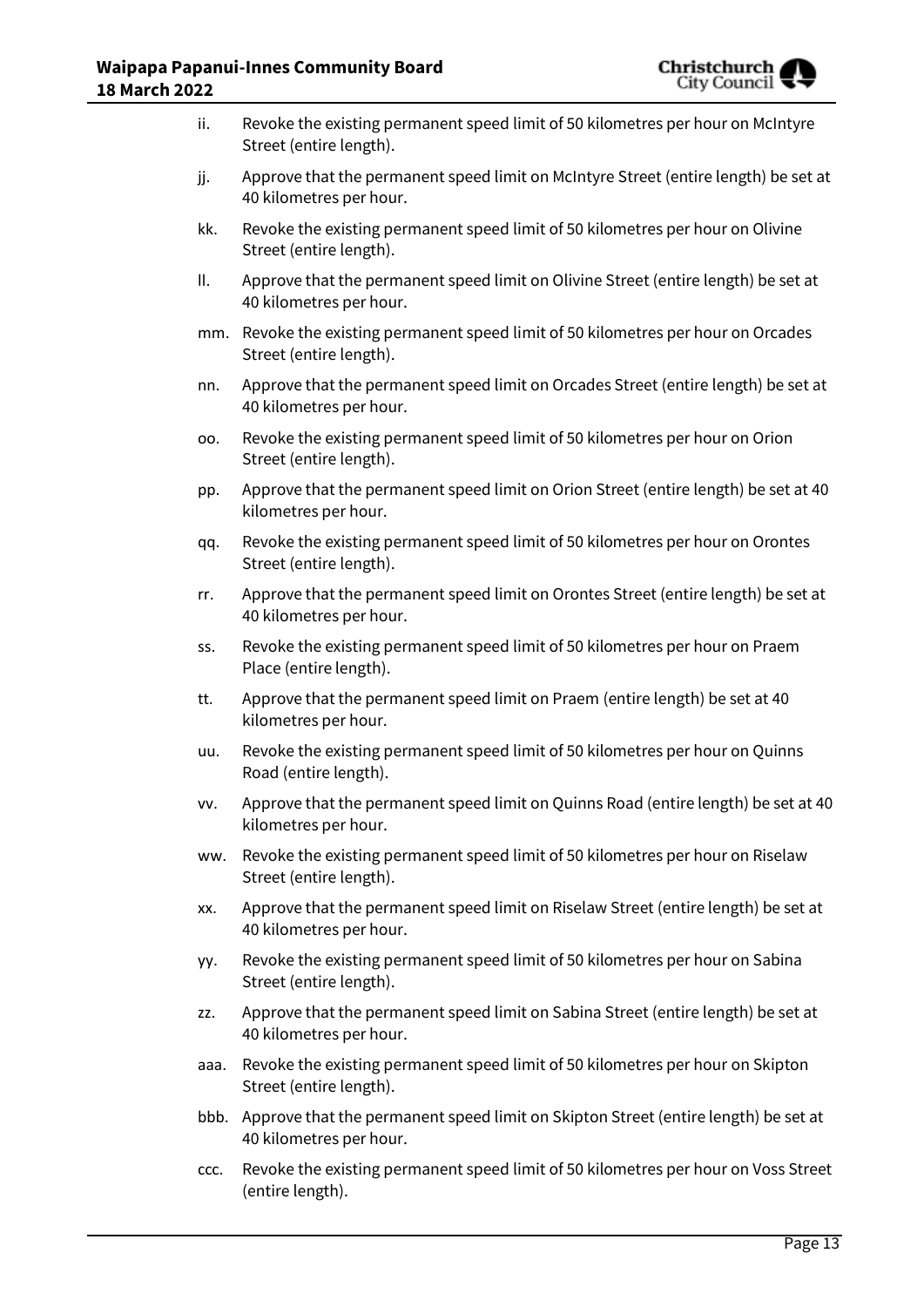ii. Revoke the existing permanent speed limit of 50 kilometres per hour on McIntyre Street (entire length).

jj. Approve that the permanent speed limit on McIntyre Street (entire length) be set at 40 kilometres per hour.

kk. Revoke the existing permanent speed limit of 50 kilometres per hour on Olivine Street (entire length).

ll. Approve that the permanent speed limit on Olivine Street (entire length) be set at 40 kilometres per hour.

mm. Revoke the existing permanent speed limit of 50 kilometres per hour on Orcades Street (entire length).

nn. Approve that the permanent speed limit on Orcades Street (entire length) be set at 40 kilometres per hour.

oo. Revoke the existing permanent speed limit of 50 kilometres per hour on Orion Street (entire length).

pp. Approve that the permanent speed limit on Orion Street (entire length) be set at 40 kilometres per hour.

qq. Revoke the existing permanent speed limit of 50 kilometres per hour on Orontes Street (entire length).

rr. Approve that the permanent speed limit on Orontes Street (entire length) be set at 40 kilometres per hour.

ss. Revoke the existing permanent speed limit of 50 kilometres per hour on Praem Place (entire length).

tt. Approve that the permanent speed limit on Praem (entire length) be set at 40 kilometres per hour.

uu. Revoke the existing permanent speed limit of 50 kilometres per hour on Quinns Road (entire length).

vv. Approve that the permanent speed limit on Quinns Road (entire length) be set at 40 kilometres per hour.

ww. Revoke the existing permanent speed limit of 50 kilometres per hour on Riselaw Street (entire length).

xx. Approve that the permanent speed limit on Riselaw Street (entire length) be set at 40 kilometres per hour.

yy. Revoke the existing permanent speed limit of 50 kilometres per hour on Sabina Street (entire length).

zz. Approve that the permanent speed limit on Sabina Street (entire length) be set at 40 kilometres per hour.

aaa. Revoke the existing permanent speed limit of 50 kilometres per hour on Skipton Street (entire length).

bbb. Approve that the permanent speed limit on Skipton Street (entire length) be set at 40 kilometres per hour.

ccc. Revoke the existing permanent speed limit of 50 kilometres per hour on Voss Street (entire length).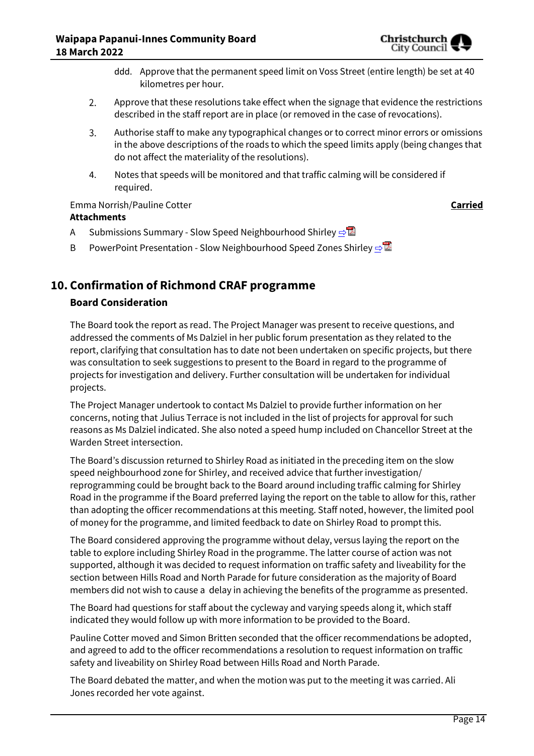ddd. Approve that the permanent speed limit on Voss Street (entire length) be set at 40 kilometres per hour.

2. Approve that these resolutions take effect when the signage that evidence the restrictions described in the staff report are in place (or removed in the case of revocations).

3. Authorise staff to make any typographical changes or to correct minor errors or omissions in the above descriptions of the roads to which the speed limits apply (being changes that do not affect the materiality of the resolutions).

4. Notes that speeds will be monitored and that traffic calming will be considered if required.

Emma Norrish/Pauline Cotter **Carried**

**Attachments**

A Submissions Summary - Slow Speed Neighbourhood Shirley

B PowerPoint Presentation - Slow Neighbourhood Speed Zones Shirley

## 10. Confirmation of Richmond CRAF programme

### Board Consideration

The Board took the report as read. The Project Manager was present to receive questions, and addressed the comments of Ms Dalziel in her public forum presentation as they related to the report, clarifying that consultation has to date not been undertaken on specific projects, but there was consultation to seek suggestions to present to the Board in regard to the programme of projects for investigation and delivery. Further consultation will be undertaken for individual projects.

The Project Manager undertook to contact Ms Dalziel to provide further information on her concerns, noting that Julius Terrace is not included in the list of projects for approval for such reasons as Ms Dalziel indicated. She also noted a speed hump included on Chancellor Street at the Warden Street intersection.

The Board's discussion returned to Shirley Road as initiated in the preceding item on the slow speed neighbourhood zone for Shirley, and received advice that further investigation/ reprogramming could be brought back to the Board around including traffic calming for Shirley Road in the programme if the Board preferred laying the report on the table to allow for this, rather than adopting the officer recommendations at this meeting. Staff noted, however, the limited pool of money for the programme, and limited feedback to date on Shirley Road to prompt this.

The Board considered approving the programme without delay, versus laying the report on the table to explore including Shirley Road in the programme. The latter course of action was not supported, although it was decided to request information on traffic safety and liveability for the section between Hills Road and North Parade for future consideration as the majority of Board members did not wish to cause a delay in achieving the benefits of the programme as presented.

The Board had questions for staff about the cycleway and varying speeds along it, which staff indicated they would follow up with more information to be provided to the Board.

Pauline Cotter moved and Simon Britten seconded that the officer recommendations be adopted, and agreed to add to the officer recommendations a resolution to request information on traffic safety and liveability on Shirley Road between Hills Road and North Parade.

The Board debated the matter, and when the motion was put to the meeting it was carried. Ali Jones recorded her vote against.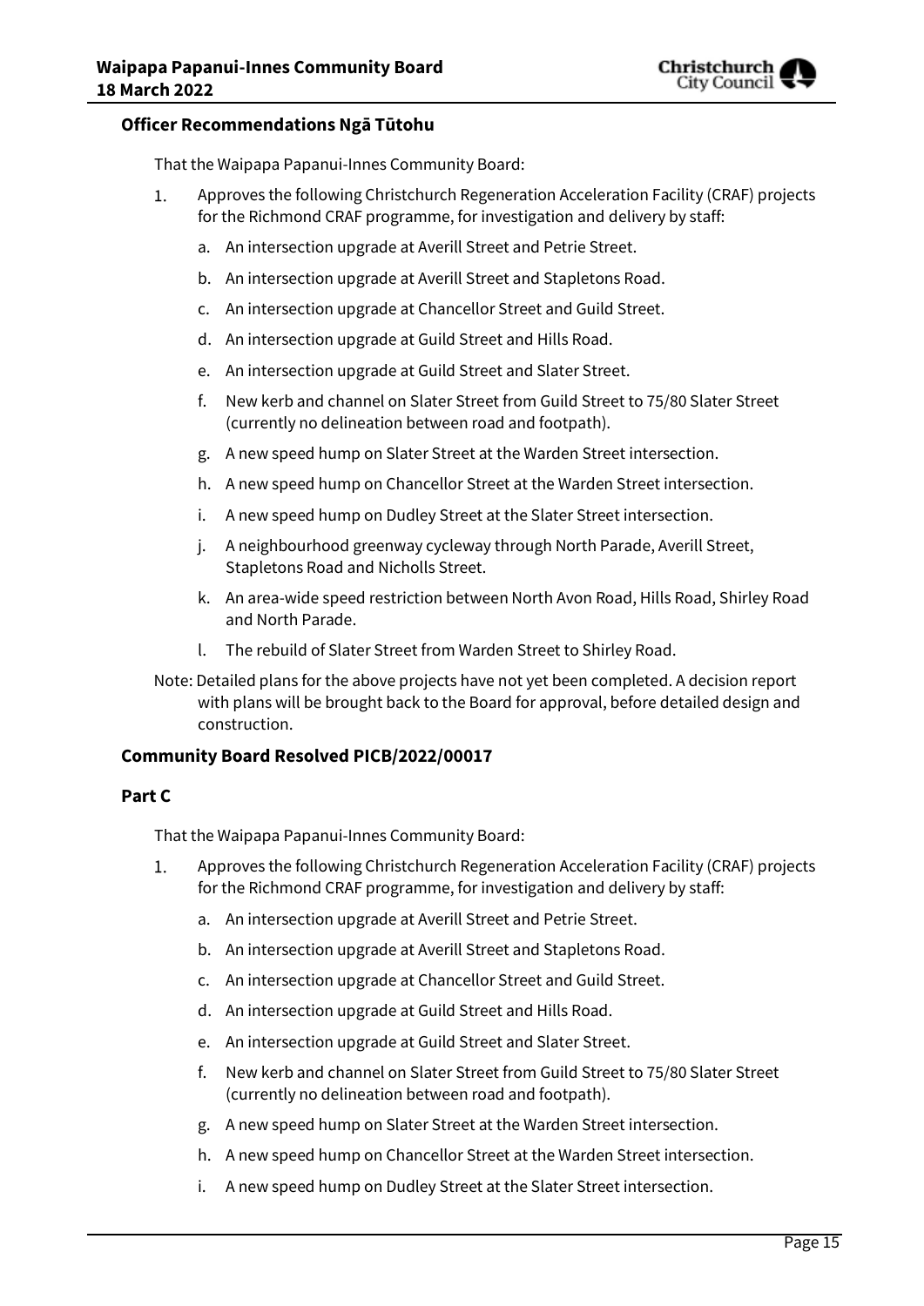### Officer Recommendations Ngā Tūtohu

That the Waipapa Papanui-Innes Community Board:

1. Approves the following Christchurch Regeneration Acceleration Facility (CRAF) projects for the Richmond CRAF programme, for investigation and delivery by staff:
   a. An intersection upgrade at Averill Street and Petrie Street.
   b. An intersection upgrade at Averill Street and Stapletons Road.
   c. An intersection upgrade at Chancellor Street and Guild Street.
   d. An intersection upgrade at Guild Street and Hills Road.
   e. An intersection upgrade at Guild Street and Slater Street.
   f. New kerb and channel on Slater Street from Guild Street to 75/80 Slater Street (currently no delineation between road and footpath).
   g. A new speed hump on Slater Street at the Warden Street intersection.
   h. A new speed hump on Chancellor Street at the Warden Street intersection.
   i. A new speed hump on Dudley Street at the Slater Street intersection.
   j. A neighbourhood greenway cycleway through North Parade, Averill Street, Stapletons Road and Nicholls Street.
   k. An area-wide speed restriction between North Avon Road, Hills Road, Shirley Road and North Parade.
   l. The rebuild of Slater Street from Warden Street to Shirley Road.

Note: Detailed plans for the above projects have not yet been completed. A decision report with plans will be brought back to the Board for approval, before detailed design and construction.

### Community Board Resolved PICB/2022/00017

### Part C

That the Waipapa Papanui-Innes Community Board:

1. Approves the following Christchurch Regeneration Acceleration Facility (CRAF) projects for the Richmond CRAF programme, for investigation and delivery by staff:
   a. An intersection upgrade at Averill Street and Petrie Street.
   b. An intersection upgrade at Averill Street and Stapletons Road.
   c. An intersection upgrade at Chancellor Street and Guild Street.
   d. An intersection upgrade at Guild Street and Hills Road.
   e. An intersection upgrade at Guild Street and Slater Street.
   f. New kerb and channel on Slater Street from Guild Street to 75/80 Slater Street (currently no delineation between road and footpath).
   g. A new speed hump on Slater Street at the Warden Street intersection.
   h. A new speed hump on Chancellor Street at the Warden Street intersection.
   i. A new speed hump on Dudley Street at the Slater Street intersection.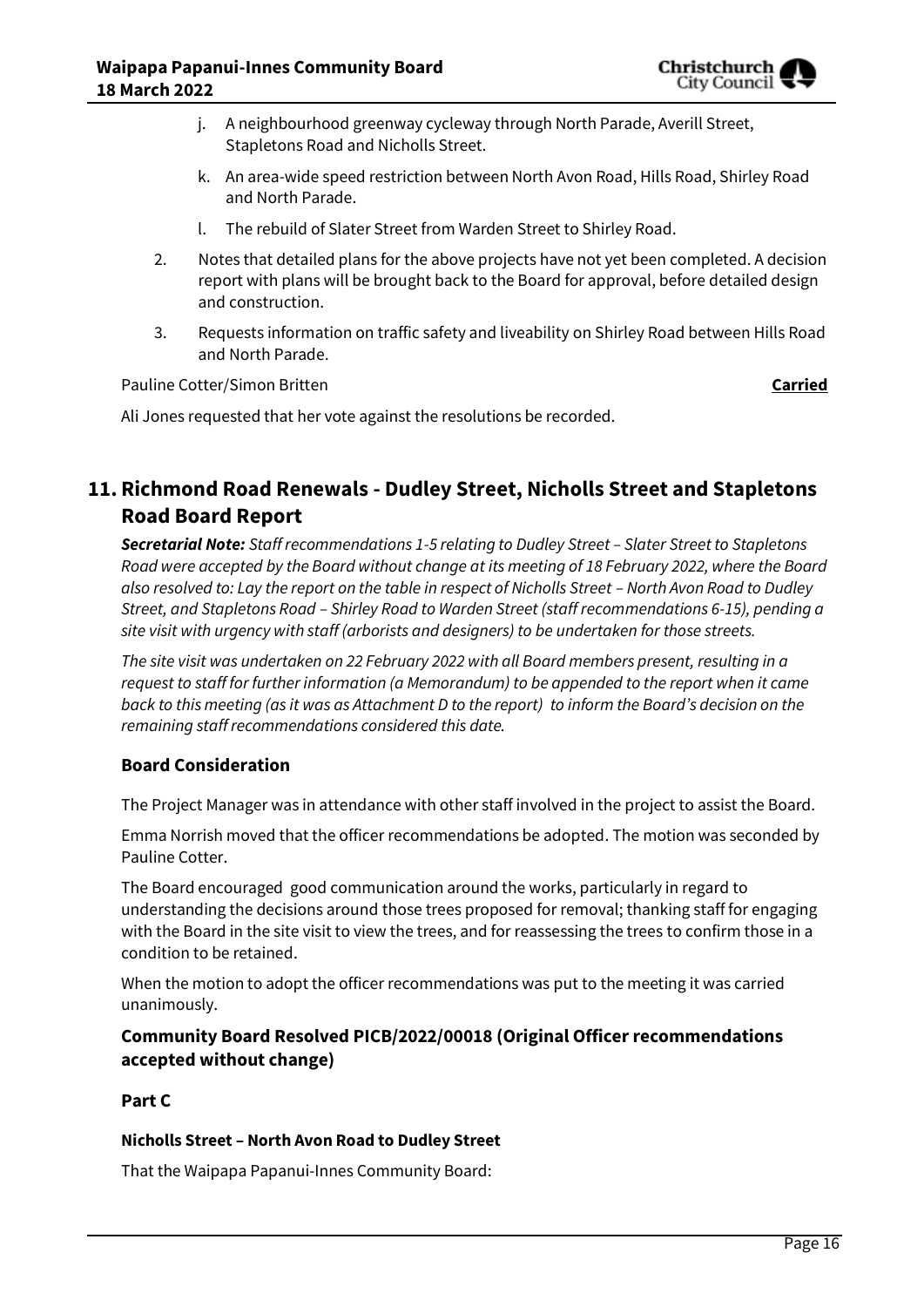j. A neighbourhood greenway cycleway through North Parade, Averill Street, Stapletons Road and Nicholls Street.

k. An area-wide speed restriction between North Avon Road, Hills Road, Shirley Road and North Parade.

l. The rebuild of Slater Street from Warden Street to Shirley Road.

2. Notes that detailed plans for the above projects have not yet been completed. A decision report with plans will be brought back to the Board for approval, before detailed design and construction.

3. Requests information on traffic safety and liveability on Shirley Road between Hills Road and North Parade.

Pauline Cotter/Simon Britten **Carried**

Ali Jones requested that her vote against the resolutions be recorded.

## 11. Richmond Road Renewals - Dudley Street, Nicholls Street and Stapletons Road Board Report

***Secretarial Note:*** *Staff recommendations 1-5 relating to Dudley Street – Slater Street to Stapletons Road were accepted by the Board without change at its meeting of 18 February 2022, where the Board also resolved to: Lay the report on the table in respect of Nicholls Street – North Avon Road to Dudley Street, and Stapletons Road – Shirley Road to Warden Street (staff recommendations 6-15), pending a site visit with urgency with staff (arborists and designers) to be undertaken for those streets.*

*The site visit was undertaken on 22 February 2022 with all Board members present, resulting in a request to staff for further information (a Memorandum) to be appended to the report when it came back to this meeting (as it was as Attachment D to the report) to inform the Board's decision on the remaining staff recommendations considered this date.*

### Board Consideration

The Project Manager was in attendance with other staff involved in the project to assist the Board.

Emma Norrish moved that the officer recommendations be adopted. The motion was seconded by Pauline Cotter.

The Board encouraged good communication around the works, particularly in regard to understanding the decisions around those trees proposed for removal; thanking staff for engaging with the Board in the site visit to view the trees, and for reassessing the trees to confirm those in a condition to be retained.

When the motion to adopt the officer recommendations was put to the meeting it was carried unanimously.

### Community Board Resolved PICB/2022/00018 (Original Officer recommendations accepted without change)

**Part C**

**Nicholls Street – North Avon Road to Dudley Street**

That the Waipapa Papanui-Innes Community Board: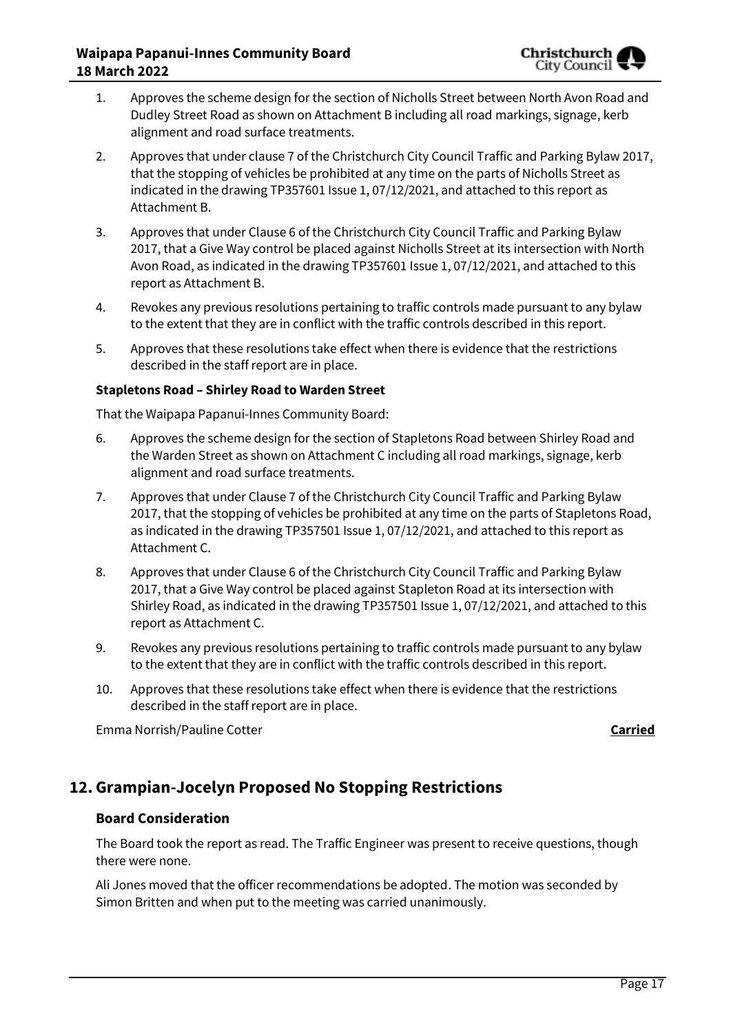1. Approves the scheme design for the section of Nicholls Street between North Avon Road and Dudley Street Road as shown on Attachment B including all road markings, signage, kerb alignment and road surface treatments.
2. Approves that under clause 7 of the Christchurch City Council Traffic and Parking Bylaw 2017, that the stopping of vehicles be prohibited at any time on the parts of Nicholls Street as indicated in the drawing TP357601 Issue 1, 07/12/2021, and attached to this report as Attachment B.
3. Approves that under Clause 6 of the Christchurch City Council Traffic and Parking Bylaw 2017, that a Give Way control be placed against Nicholls Street at its intersection with North Avon Road, as indicated in the drawing TP357601 Issue 1, 07/12/2021, and attached to this report as Attachment B.
4. Revokes any previous resolutions pertaining to traffic controls made pursuant to any bylaw to the extent that they are in conflict with the traffic controls described in this report.
5. Approves that these resolutions take effect when there is evidence that the restrictions described in the staff report are in place.

**Stapletons Road – Shirley Road to Warden Street**

That the Waipapa Papanui-Innes Community Board:

6. Approves the scheme design for the section of Stapletons Road between Shirley Road and the Warden Street as shown on Attachment C including all road markings, signage, kerb alignment and road surface treatments.
7. Approves that under Clause 7 of the Christchurch City Council Traffic and Parking Bylaw 2017, that the stopping of vehicles be prohibited at any time on the parts of Stapletons Road, as indicated in the drawing TP357501 Issue 1, 07/12/2021, and attached to this report as Attachment C.
8. Approves that under Clause 6 of the Christchurch City Council Traffic and Parking Bylaw 2017, that a Give Way control be placed against Stapleton Road at its intersection with Shirley Road, as indicated in the drawing TP357501 Issue 1, 07/12/2021, and attached to this report as Attachment C.
9. Revokes any previous resolutions pertaining to traffic controls made pursuant to any bylaw to the extent that they are in conflict with the traffic controls described in this report.
10. Approves that these resolutions take effect when there is evidence that the restrictions described in the staff report are in place.

Emma Norrish/Pauline Cotter **Carried**

## 12. Grampian-Jocelyn Proposed No Stopping Restrictions

### Board Consideration

The Board took the report as read. The Traffic Engineer was present to receive questions, though there were none.

Ali Jones moved that the officer recommendations be adopted. The motion was seconded by Simon Britten and when put to the meeting was carried unanimously.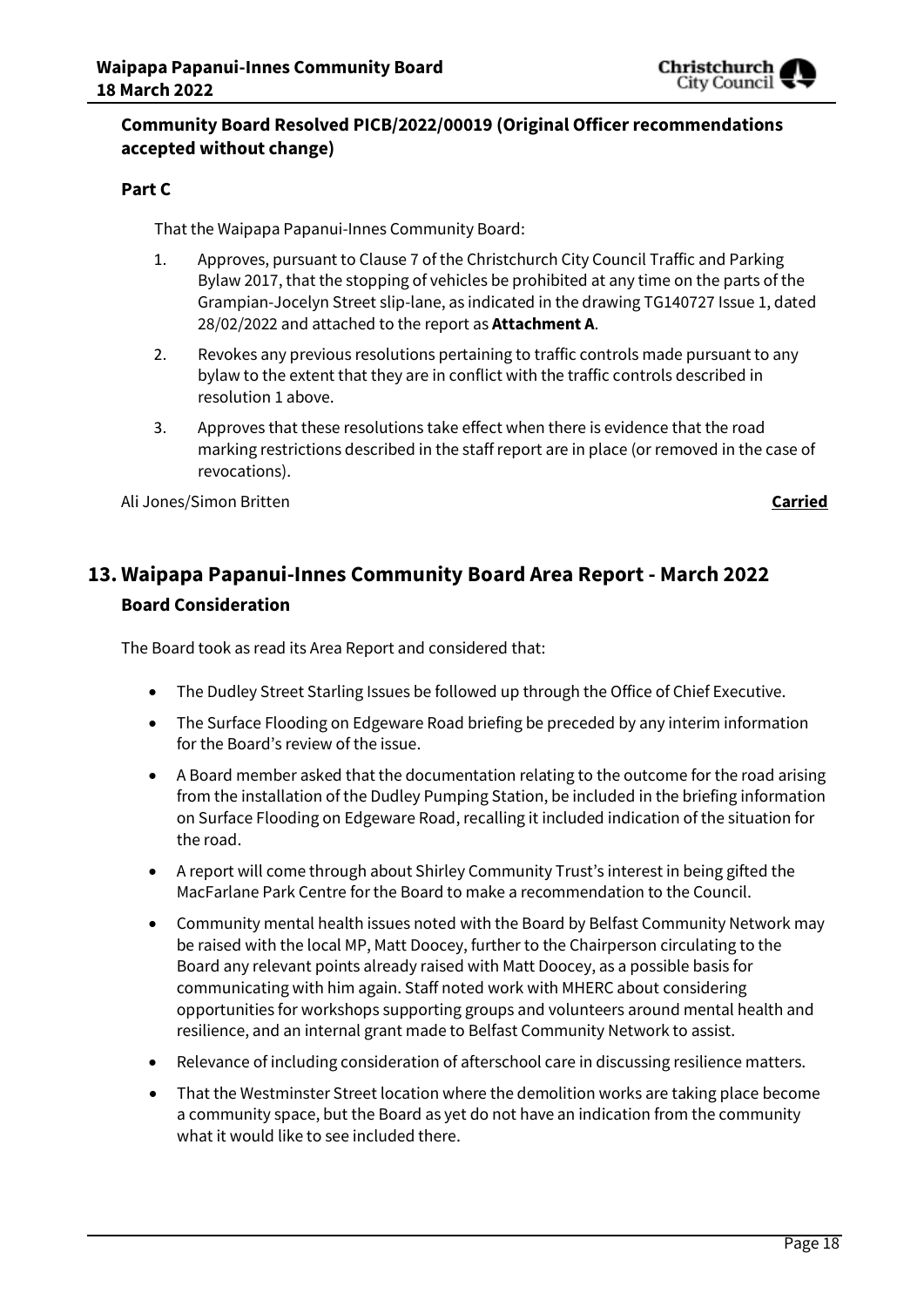**Community Board Resolved PICB/2022/00019 (Original Officer recommendations accepted without change)**

**Part C**

That the Waipapa Papanui-Innes Community Board:

1. Approves, pursuant to Clause 7 of the Christchurch City Council Traffic and Parking Bylaw 2017, that the stopping of vehicles be prohibited at any time on the parts of the Grampian-Jocelyn Street slip-lane, as indicated in the drawing TG140727 Issue 1, dated 28/02/2022 and attached to the report as **Attachment A**.
2. Revokes any previous resolutions pertaining to traffic controls made pursuant to any bylaw to the extent that they are in conflict with the traffic controls described in resolution 1 above.
3. Approves that these resolutions take effect when there is evidence that the road marking restrictions described in the staff report are in place (or removed in the case of revocations).

Ali Jones/Simon Britten **Carried**

## 13. Waipapa Papanui-Innes Community Board Area Report - March 2022

### Board Consideration

The Board took as read its Area Report and considered that:

- The Dudley Street Starling Issues be followed up through the Office of Chief Executive.
- The Surface Flooding on Edgeware Road briefing be preceded by any interim information for the Board's review of the issue.
- A Board member asked that the documentation relating to the outcome for the road arising from the installation of the Dudley Pumping Station, be included in the briefing information on Surface Flooding on Edgeware Road, recalling it included indication of the situation for the road.
- A report will come through about Shirley Community Trust's interest in being gifted the MacFarlane Park Centre for the Board to make a recommendation to the Council.
- Community mental health issues noted with the Board by Belfast Community Network may be raised with the local MP, Matt Doocey, further to the Chairperson circulating to the Board any relevant points already raised with Matt Doocey, as a possible basis for communicating with him again. Staff noted work with MHERC about considering opportunities for workshops supporting groups and volunteers around mental health and resilience, and an internal grant made to Belfast Community Network to assist.
- Relevance of including consideration of afterschool care in discussing resilience matters.
- That the Westminster Street location where the demolition works are taking place become a community space, but the Board as yet do not have an indication from the community what it would like to see included there.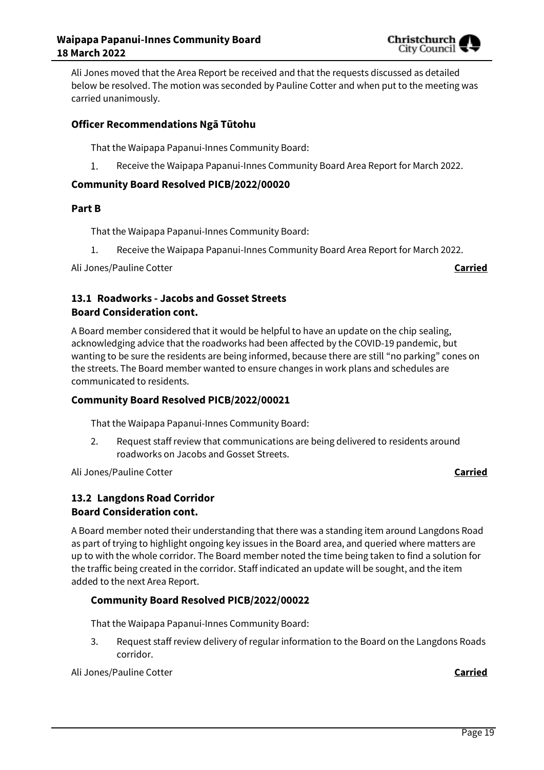Ali Jones moved that the Area Report be received and that the requests discussed as detailed below be resolved. The motion was seconded by Pauline Cotter and when put to the meeting was carried unanimously.

### Officer Recommendations Ngā Tūtohu

That the Waipapa Papanui-Innes Community Board:

1. Receive the Waipapa Papanui-Innes Community Board Area Report for March 2022.

### Community Board Resolved PICB/2022/00020

### Part B

That the Waipapa Papanui-Innes Community Board:

1. Receive the Waipapa Papanui-Innes Community Board Area Report for March 2022.

Ali Jones/Pauline Cotter **Carried**

### 13.1 Roadworks - Jacobs and Gosset Streets
### Board Consideration cont.

A Board member considered that it would be helpful to have an update on the chip sealing, acknowledging advice that the roadworks had been affected by the COVID-19 pandemic, but wanting to be sure the residents are being informed, because there are still "no parking" cones on the streets. The Board member wanted to ensure changes in work plans and schedules are communicated to residents.

### Community Board Resolved PICB/2022/00021

That the Waipapa Papanui-Innes Community Board:

2. Request staff review that communications are being delivered to residents around roadworks on Jacobs and Gosset Streets.

Ali Jones/Pauline Cotter **Carried**

### 13.2 Langdons Road Corridor
### Board Consideration cont.

A Board member noted their understanding that there was a standing item around Langdons Road as part of trying to highlight ongoing key issues in the Board area, and queried where matters are up to with the whole corridor. The Board member noted the time being taken to find a solution for the traffic being created in the corridor. Staff indicated an update will be sought, and the item added to the next Area Report.

### Community Board Resolved PICB/2022/00022

That the Waipapa Papanui-Innes Community Board:

3. Request staff review delivery of regular information to the Board on the Langdons Roads corridor.

Ali Jones/Pauline Cotter **Carried**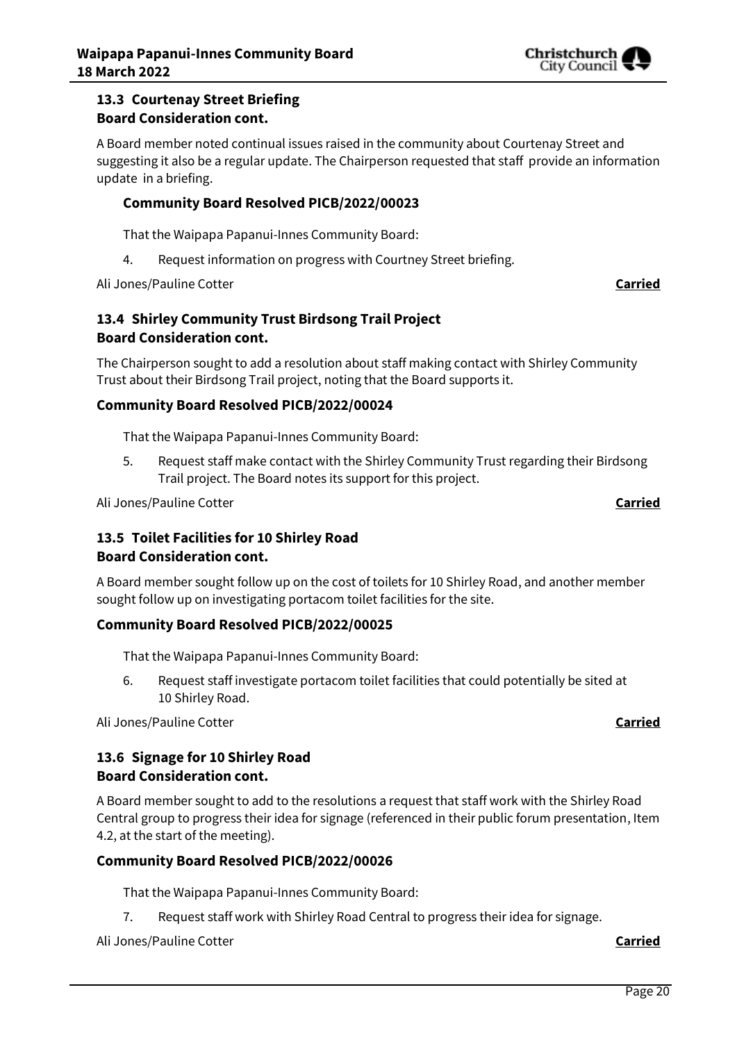### 13.3 Courtenay Street Briefing
### Board Consideration cont.

A Board member noted continual issues raised in the community about Courtenay Street and suggesting it also be a regular update. The Chairperson requested that staff provide an information update in a briefing.

#### Community Board Resolved PICB/2022/00023

That the Waipapa Papanui-Innes Community Board:

4. Request information on progress with Courtney Street briefing.

Ali Jones/Pauline Cotter **Carried**

### 13.4 Shirley Community Trust Birdsong Trail Project
### Board Consideration cont.

The Chairperson sought to add a resolution about staff making contact with Shirley Community Trust about their Birdsong Trail project, noting that the Board supports it.

#### Community Board Resolved PICB/2022/00024

That the Waipapa Papanui-Innes Community Board:

5. Request staff make contact with the Shirley Community Trust regarding their Birdsong Trail project. The Board notes its support for this project.

Ali Jones/Pauline Cotter **Carried**

### 13.5 Toilet Facilities for 10 Shirley Road
### Board Consideration cont.

A Board member sought follow up on the cost of toilets for 10 Shirley Road, and another member sought follow up on investigating portacom toilet facilities for the site.

#### Community Board Resolved PICB/2022/00025

That the Waipapa Papanui-Innes Community Board:

6. Request staff investigate portacom toilet facilities that could potentially be sited at 10 Shirley Road.

Ali Jones/Pauline Cotter **Carried**

### 13.6 Signage for 10 Shirley Road
### Board Consideration cont.

A Board member sought to add to the resolutions a request that staff work with the Shirley Road Central group to progress their idea for signage (referenced in their public forum presentation, Item 4.2, at the start of the meeting).

#### Community Board Resolved PICB/2022/00026

That the Waipapa Papanui-Innes Community Board:

7. Request staff work with Shirley Road Central to progress their idea for signage.

Ali Jones/Pauline Cotter **Carried**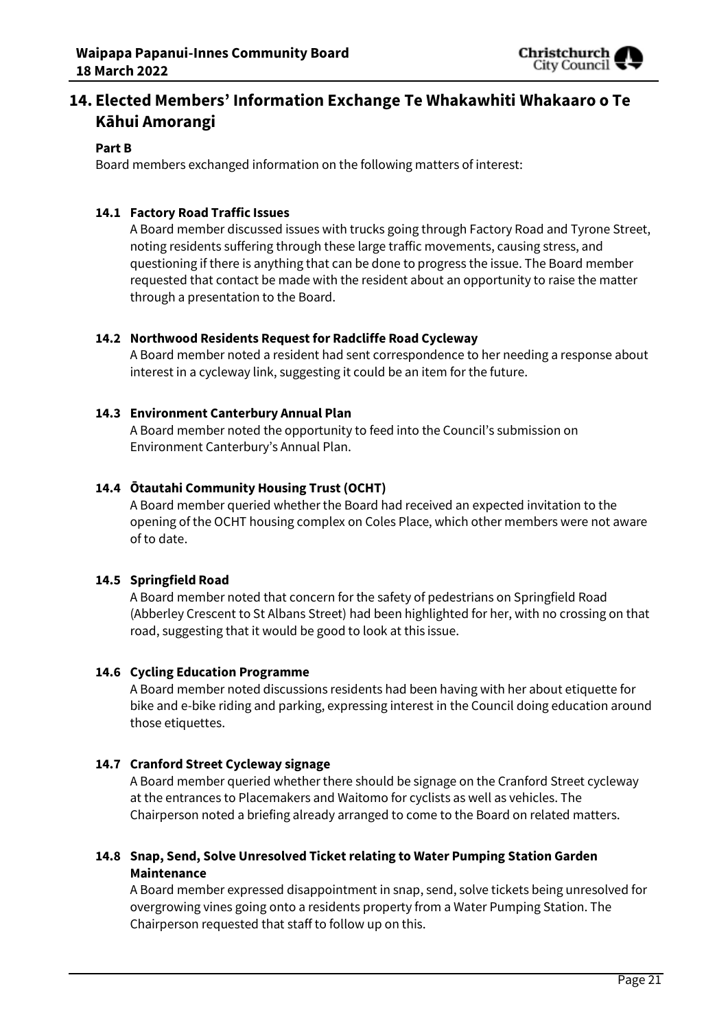## 14. Elected Members' Information Exchange Te Whakawhiti Whakaaro o Te Kāhui Amorangi

**Part B**

Board members exchanged information on the following matters of interest:

### 14.1 Factory Road Traffic Issues

A Board member discussed issues with trucks going through Factory Road and Tyrone Street, noting residents suffering through these large traffic movements, causing stress, and questioning if there is anything that can be done to progress the issue. The Board member requested that contact be made with the resident about an opportunity to raise the matter through a presentation to the Board.

### 14.2 Northwood Residents Request for Radcliffe Road Cycleway

A Board member noted a resident had sent correspondence to her needing a response about interest in a cycleway link, suggesting it could be an item for the future.

### 14.3 Environment Canterbury Annual Plan

A Board member noted the opportunity to feed into the Council's submission on Environment Canterbury's Annual Plan.

### 14.4 Ōtautahi Community Housing Trust (OCHT)

A Board member queried whether the Board had received an expected invitation to the opening of the OCHT housing complex on Coles Place, which other members were not aware of to date.

### 14.5 Springfield Road

A Board member noted that concern for the safety of pedestrians on Springfield Road (Abberley Crescent to St Albans Street) had been highlighted for her, with no crossing on that road, suggesting that it would be good to look at this issue.

### 14.6 Cycling Education Programme

A Board member noted discussions residents had been having with her about etiquette for bike and e-bike riding and parking, expressing interest in the Council doing education around those etiquettes.

### 14.7 Cranford Street Cycleway signage

A Board member queried whether there should be signage on the Cranford Street cycleway at the entrances to Placemakers and Waitomo for cyclists as well as vehicles. The Chairperson noted a briefing already arranged to come to the Board on related matters.

### 14.8 Snap, Send, Solve Unresolved Ticket relating to Water Pumping Station Garden Maintenance

A Board member expressed disappointment in snap, send, solve tickets being unresolved for overgrowing vines going onto a residents property from a Water Pumping Station. The Chairperson requested that staff to follow up on this.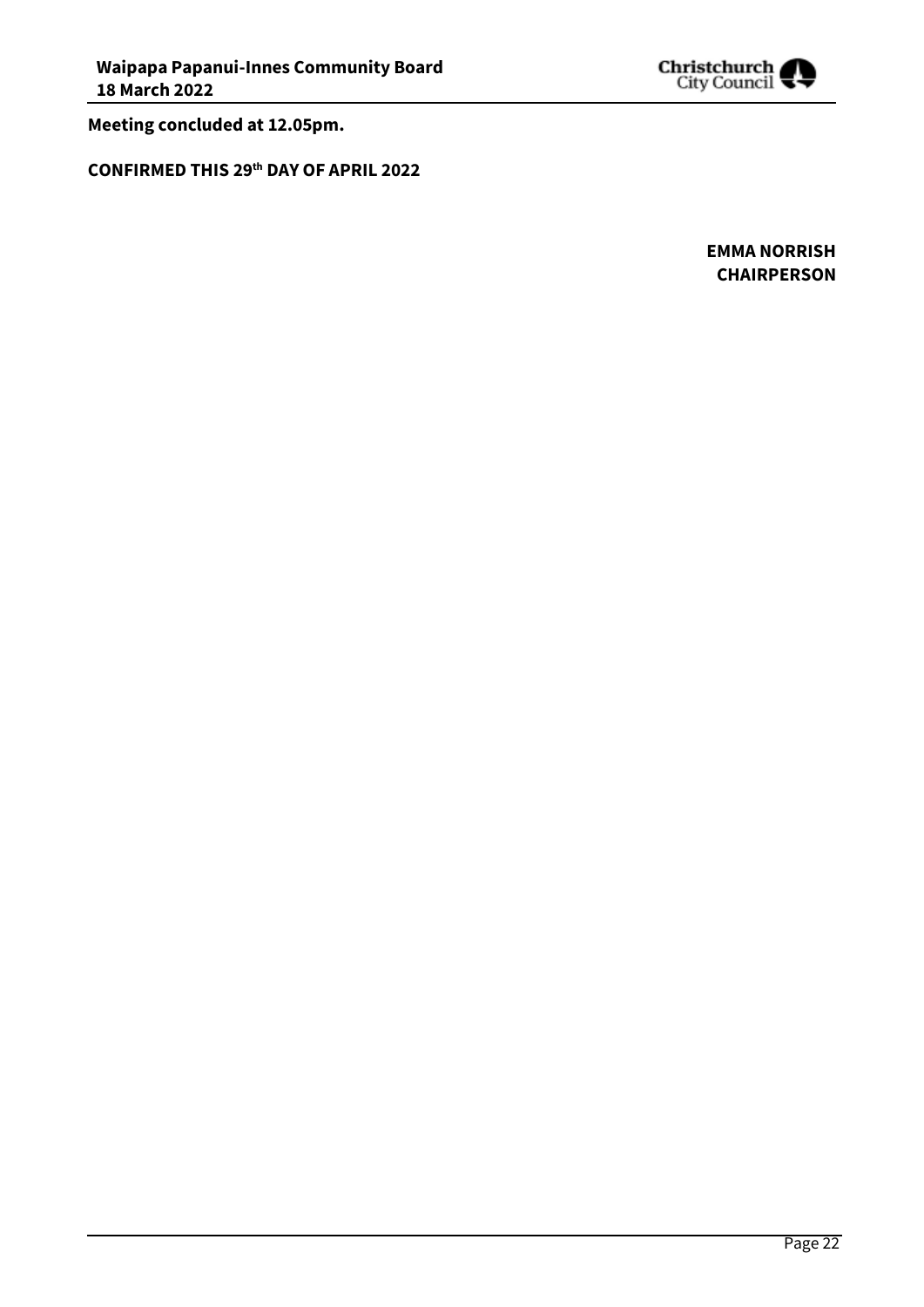**Meeting concluded at 12.05pm.**

**CONFIRMED THIS 29th DAY OF APRIL 2022**

**EMMA NORRISH**
**CHAIRPERSON**